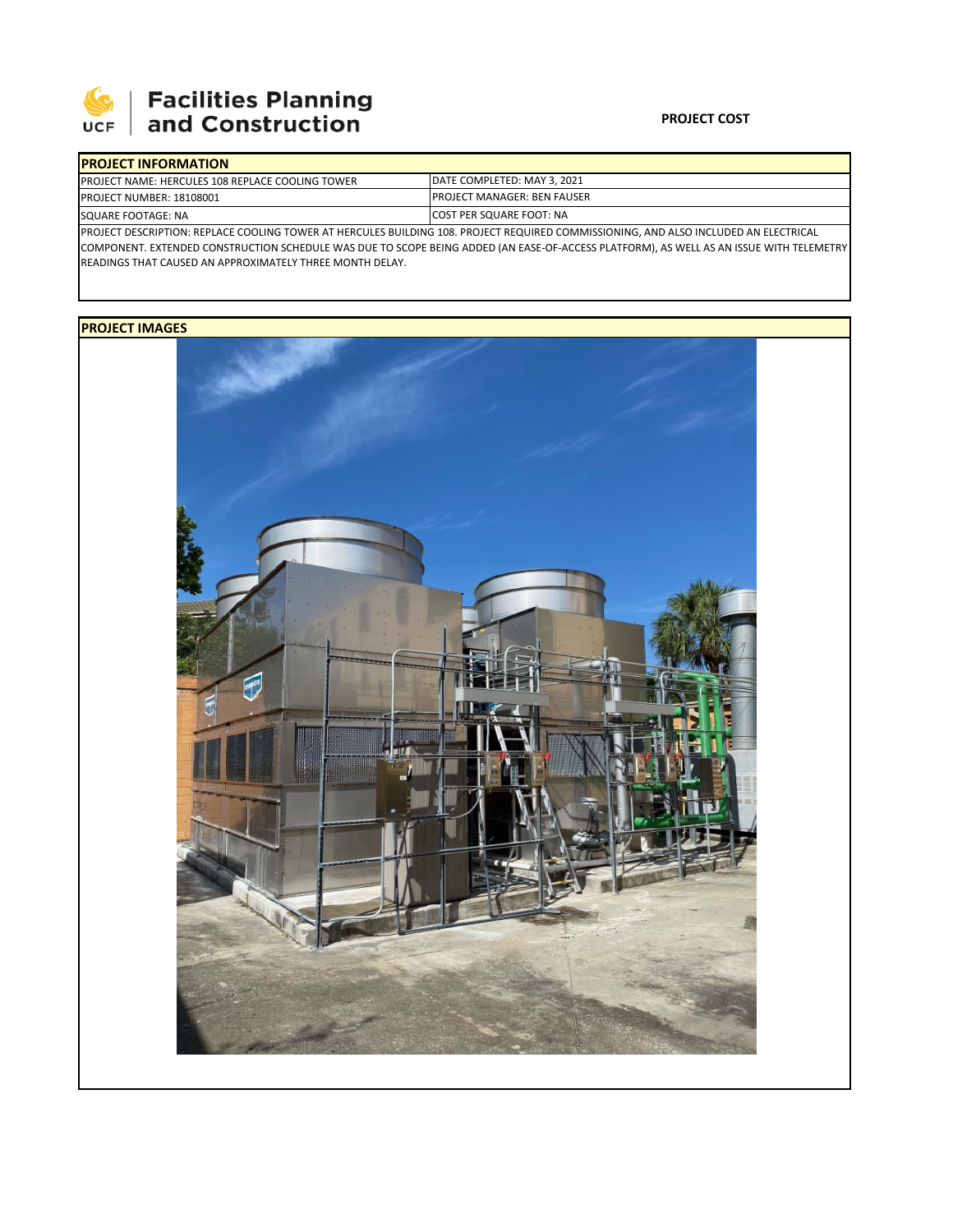Facilities Planning and Construction

**PROJECT COST**

## PROJECT INFORMATION

| PROJECT NAME: HERCULES 108 REPLACE COOLING TOWER | DATE COMPLETED: MAY 3, 2021 |
|---|---|
| PROJECT NUMBER: 18108001 | PROJECT MANAGER: BEN FAUSER |
| SQUARE FOOTAGE: NA | COST PER SQUARE FOOT: NA |

PROJECT DESCRIPTION: REPLACE COOLING TOWER AT HERCULES BUILDING 108. PROJECT REQUIRED COMMISSIONING, AND ALSO INCLUDED AN ELECTRICAL COMPONENT. EXTENDED CONSTRUCTION SCHEDULE WAS DUE TO SCOPE BEING ADDED (AN EASE-OF-ACCESS PLATFORM), AS WELL AS AN ISSUE WITH TELEMETRY READINGS THAT CAUSED AN APPROXIMATELY THREE MONTH DELAY.

## PROJECT IMAGES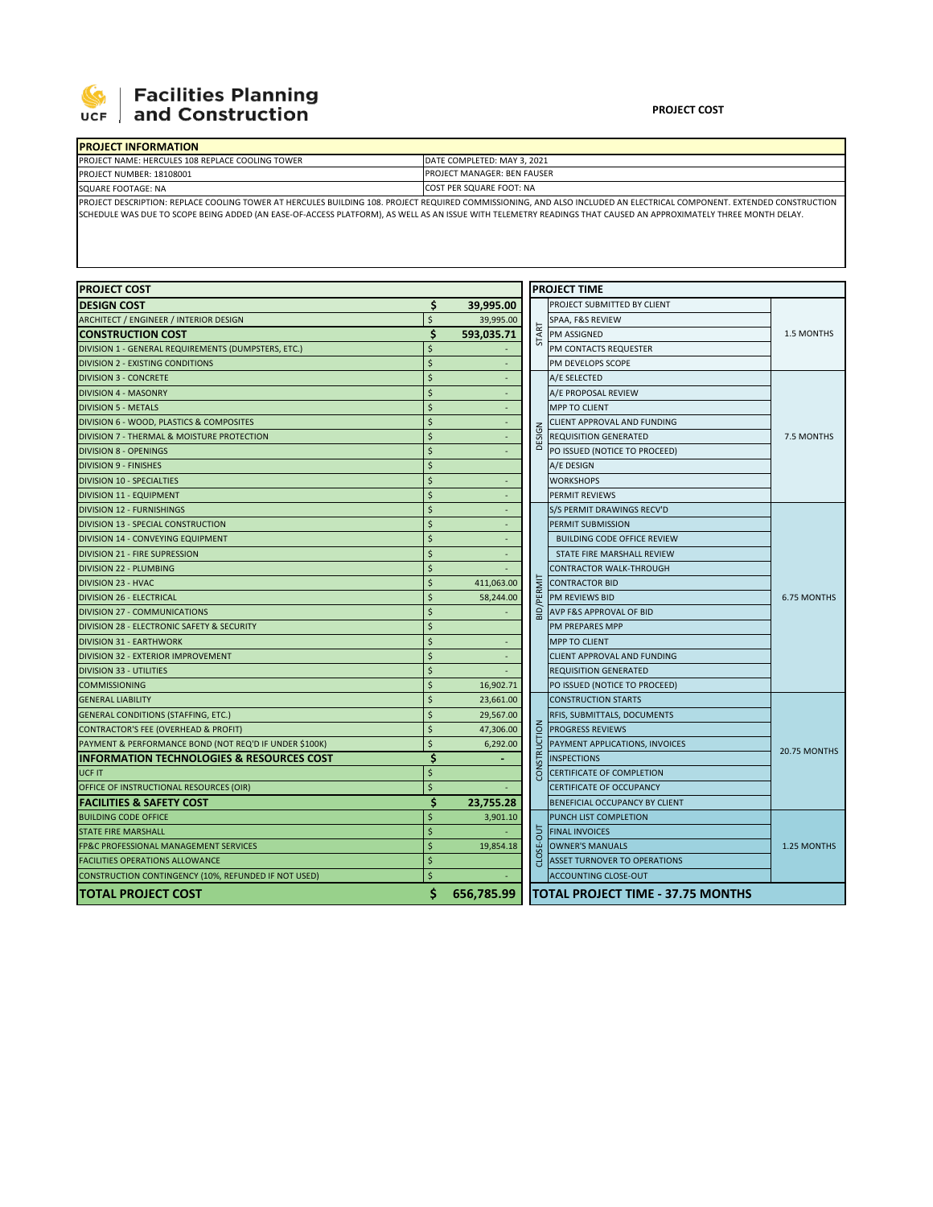# Facilities Planning and Construction

**PROJECT COST**

| PROJECT INFORMATION | |
|---|---|
| PROJECT NAME: HERCULES 108 REPLACE COOLING TOWER | DATE COMPLETED: MAY 3, 2021 |
| PROJECT NUMBER: 18108001 | PROJECT MANAGER: BEN FAUSER |
| SQUARE FOOTAGE: NA | COST PER SQUARE FOOT: NA |

PROJECT DESCRIPTION: REPLACE COOLING TOWER AT HERCULES BUILDING 108. PROJECT REQUIRED COMMISSIONING, AND ALSO INCLUDED AN ELECTRICAL COMPONENT. EXTENDED CONSTRUCTION SCHEDULE WAS DUE TO SCOPE BEING ADDED (AN EASE-OF-ACCESS PLATFORM), AS WELL AS AN ISSUE WITH TELEMETRY READINGS THAT CAUSED AN APPROXIMATELY THREE MONTH DELAY.

| PROJECT COST | |
|---|---|
| **DESIGN COST** | **$ 39,995.00** |
| ARCHITECT / ENGINEER / INTERIOR DESIGN | $ 39,995.00 |
| **CONSTRUCTION COST** | **$ 593,035.71** |
| DIVISION 1 - GENERAL REQUIREMENTS (DUMPSTERS, ETC.) | $ - |
| DIVISION 2 - EXISTING CONDITIONS | $ - |
| DIVISION 3 - CONCRETE | $ - |
| DIVISION 4 - MASONRY | $ - |
| DIVISION 5 - METALS | $ - |
| DIVISION 6 - WOOD, PLASTICS & COMPOSITES | $ - |
| DIVISION 7 - THERMAL & MOISTURE PROTECTION | $ - |
| DIVISION 8 - OPENINGS | $ - |
| DIVISION 9 - FINISHES | $ |
| DIVISION 10 - SPECIALTIES | $ - |
| DIVISION 11 - EQUIPMENT | $ - |
| DIVISION 12 - FURNISHINGS | $ - |
| DIVISION 13 - SPECIAL CONSTRUCTION | $ - |
| DIVISION 14 - CONVEYING EQUIPMENT | $ - |
| DIVISION 21 - FIRE SUPRESSION | $ - |
| DIVISION 22 - PLUMBING | $ - |
| DIVISION 23 - HVAC | $ 411,063.00 |
| DIVISION 26 - ELECTRICAL | $ 58,244.00 |
| DIVISION 27 - COMMUNICATIONS | $ - |
| DIVISION 28 - ELECTRONIC SAFETY & SECURITY | $ |
| DIVISION 31 - EARTHWORK | $ - |
| DIVISION 32 - EXTERIOR IMPROVEMENT | $ - |
| DIVISION 33 - UTILITIES | $ - |
| COMMISSIONING | $ 16,902.71 |
| GENERAL LIABILITY | $ 23,661.00 |
| GENERAL CONDITIONS (STAFFING, ETC.) | $ 29,567.00 |
| CONTRACTOR'S FEE (OVERHEAD & PROFIT) | $ 47,306.00 |
| PAYMENT & PERFORMANCE BOND (NOT REQ'D IF UNDER $100K) | $ 6,292.00 |
| **INFORMATION TECHNOLOGIES & RESOURCES COST** | **$ -** |
| UCF IT | $ |
| OFFICE OF INSTRUCTIONAL RESOURCES (OIR) | $ - |
| **FACILITIES & SAFETY COST** | **$ 23,755.28** |
| BUILDING CODE OFFICE | $ 3,901.10 |
| STATE FIRE MARSHALL | $ - |
| FP&C PROFESSIONAL MANAGEMENT SERVICES | $ 19,854.18 |
| FACILITIES OPERATIONS ALLOWANCE | $ |
| CONSTRUCTION CONTINGENCY (10%, REFUNDED IF NOT USED) | $ - |
| **TOTAL PROJECT COST** | **$ 656,785.99** |

| PROJECT TIME | | |
|---|---|---|
| START | PROJECT SUBMITTED BY CLIENT | 1.5 MONTHS |
| | SPAA, F&S REVIEW | |
| | PM ASSIGNED | |
| | PM CONTACTS REQUESTER | |
| | PM DEVELOPS SCOPE | |
| DESIGN | A/E SELECTED | 7.5 MONTHS |
| | A/E PROPOSAL REVIEW | |
| | MPP TO CLIENT | |
| | CLIENT APPROVAL AND FUNDING | |
| | REQUISITION GENERATED | |
| | PO ISSUED (NOTICE TO PROCEED) | |
| | A/E DESIGN | |
| | WORKSHOPS | |
| | PERMIT REVIEWS | |
| BID/PERMIT | S/S PERMIT DRAWINGS RECV'D | 6.75 MONTHS |
| | PERMIT SUBMISSION | |
| | BUILDING CODE OFFICE REVIEW | |
| | STATE FIRE MARSHALL REVIEW | |
| | CONTRACTOR WALK-THROUGH | |
| | CONTRACTOR BID | |
| | PM REVIEWS BID | |
| | AVP F&S APPROVAL OF BID | |
| | PM PREPARES MPP | |
| | MPP TO CLIENT | |
| | CLIENT APPROVAL AND FUNDING | |
| | REQUISITION GENERATED | |
| | PO ISSUED (NOTICE TO PROCEED) | |
| CONSTRUCTION | CONSTRUCTION STARTS | 20.75 MONTHS |
| | RFIS, SUBMITTALS, DOCUMENTS | |
| | PROGRESS REVIEWS | |
| | PAYMENT APPLICATIONS, INVOICES | |
| | INSPECTIONS | |
| | CERTIFICATE OF COMPLETION | |
| | CERTIFICATE OF OCCUPANCY | |
| | BENEFICIAL OCCUPANCY BY CLIENT | |
| CLOSE-OUT | PUNCH LIST COMPLETION | 1.25 MONTHS |
| | FINAL INVOICES | |
| | OWNER'S MANUALS | |
| | ASSET TURNOVER TO OPERATIONS | |
| | ACCOUNTING CLOSE-OUT | |
| **TOTAL PROJECT TIME - 37.75 MONTHS** | | |